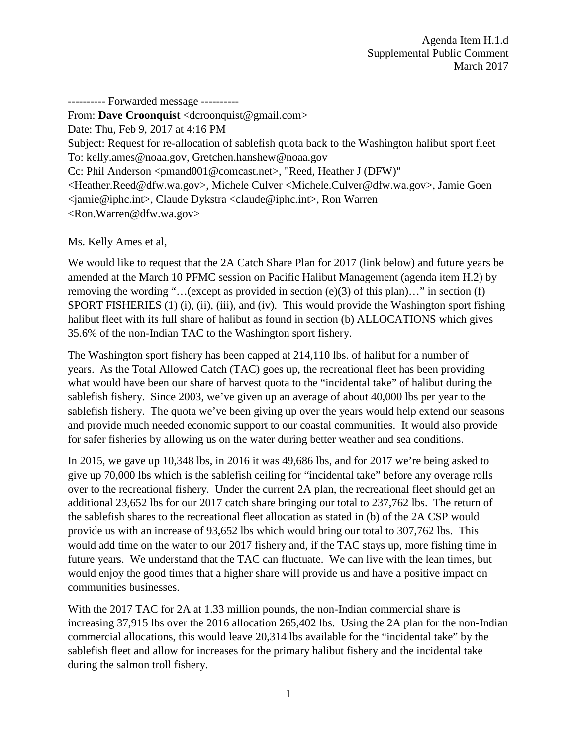Agenda Item H.1.d
Supplemental Public Comment
March 2017

---------- Forwarded message ----------
From: **Dave Croonquist** <dcroonquist@gmail.com>
Date: Thu, Feb 9, 2017 at 4:16 PM
Subject: Request for re-allocation of sablefish quota back to the Washington halibut sport fleet
To: kelly.ames@noaa.gov, Gretchen.hanshew@noaa.gov
Cc: Phil Anderson <pmand001@comcast.net>, "Reed, Heather J (DFW)" <Heather.Reed@dfw.wa.gov>, Michele Culver <Michele.Culver@dfw.wa.gov>, Jamie Goen <jamie@iphc.int>, Claude Dykstra <claude@iphc.int>, Ron Warren <Ron.Warren@dfw.wa.gov>

Ms. Kelly Ames et al,

We would like to request that the 2A Catch Share Plan for 2017 (link below) and future years be amended at the March 10 PFMC session on Pacific Halibut Management (agenda item H.2) by removing the wording "…(except as provided in section (e)(3) of this plan)…" in section (f) SPORT FISHERIES (1) (i), (ii), (iii), and (iv). This would provide the Washington sport fishing halibut fleet with its full share of halibut as found in section (b) ALLOCATIONS which gives 35.6% of the non-Indian TAC to the Washington sport fishery.

The Washington sport fishery has been capped at 214,110 lbs. of halibut for a number of years. As the Total Allowed Catch (TAC) goes up, the recreational fleet has been providing what would have been our share of harvest quota to the "incidental take" of halibut during the sablefish fishery. Since 2003, we've given up an average of about 40,000 lbs per year to the sablefish fishery. The quota we've been giving up over the years would help extend our seasons and provide much needed economic support to our coastal communities. It would also provide for safer fisheries by allowing us on the water during better weather and sea conditions.

In 2015, we gave up 10,348 lbs, in 2016 it was 49,686 lbs, and for 2017 we're being asked to give up 70,000 lbs which is the sablefish ceiling for "incidental take" before any overage rolls over to the recreational fishery. Under the current 2A plan, the recreational fleet should get an additional 23,652 lbs for our 2017 catch share bringing our total to 237,762 lbs. The return of the sablefish shares to the recreational fleet allocation as stated in (b) of the 2A CSP would provide us with an increase of 93,652 lbs which would bring our total to 307,762 lbs. This would add time on the water to our 2017 fishery and, if the TAC stays up, more fishing time in future years. We understand that the TAC can fluctuate. We can live with the lean times, but would enjoy the good times that a higher share will provide us and have a positive impact on communities businesses.

With the 2017 TAC for 2A at 1.33 million pounds, the non-Indian commercial share is increasing 37,915 lbs over the 2016 allocation 265,402 lbs. Using the 2A plan for the non-Indian commercial allocations, this would leave 20,314 lbs available for the "incidental take" by the sablefish fleet and allow for increases for the primary halibut fishery and the incidental take during the salmon troll fishery.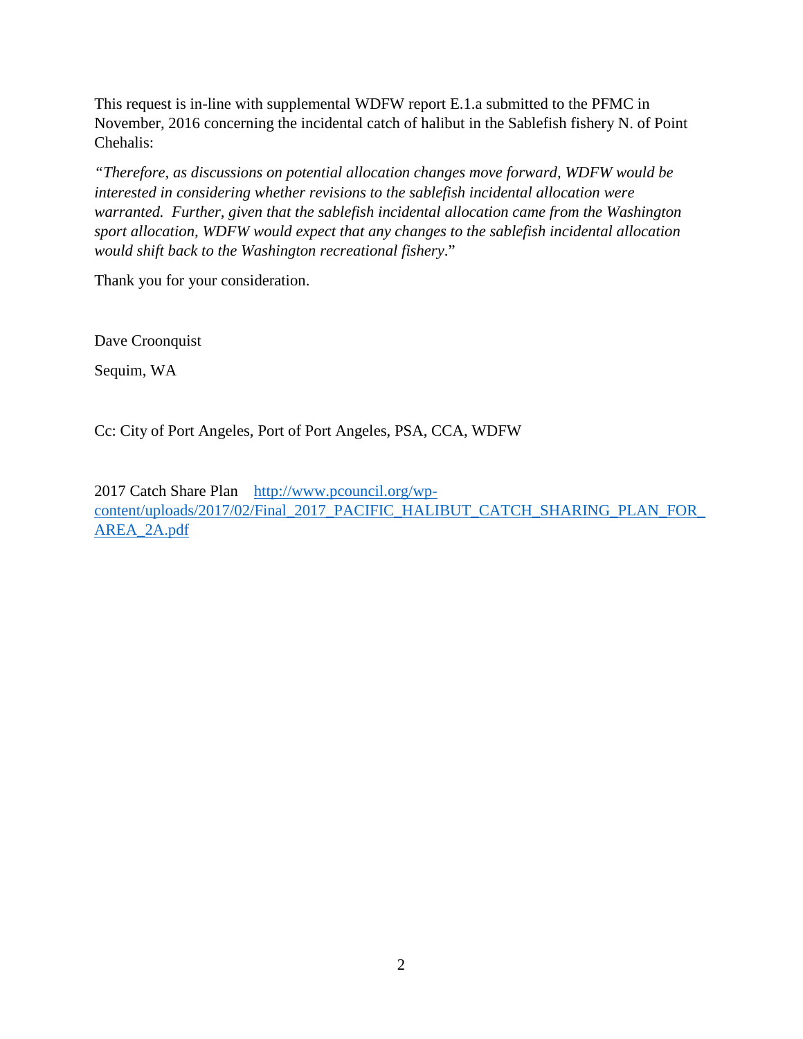This request is in-line with supplemental WDFW report E.1.a submitted to the PFMC in November, 2016 concerning the incidental catch of halibut in the Sablefish fishery N. of Point Chehalis:

*"Therefore, as discussions on potential allocation changes move forward, WDFW would be interested in considering whether revisions to the sablefish incidental allocation were warranted. Further, given that the sablefish incidental allocation came from the Washington sport allocation, WDFW would expect that any changes to the sablefish incidental allocation would shift back to the Washington recreational fishery*."

Thank you for your consideration.

Dave Croonquist

Sequim, WA

Cc: City of Port Angeles, Port of Port Angeles, PSA, CCA, WDFW

2017 Catch Share Plan [http://www.pcouncil.org/wp-content/uploads/2017/02/Final_2017_PACIFIC_HALIBUT_CATCH_SHARING_PLAN_FOR_AREA_2A.pdf](http://www.pcouncil.org/wp-content/uploads/2017/02/Final_2017_PACIFIC_HALIBUT_CATCH_SHARING_PLAN_FOR_AREA_2A.pdf)